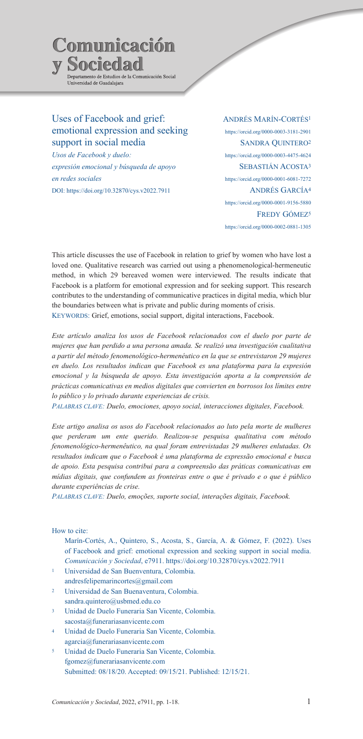Comunicación y Sociedad

Departamento de Estudios de la Comunicación Social
Universidad de Guadalajara

# Uses of Facebook and grief: emotional expression and seeking support in social media

*Usos de Facebook y duelo: expresión emocional y búsqueda de apoyo en redes sociales*

DOI: https://doi.org/10.32870/cys.v2022.7911

ANDRÉS MARÍN-CORTÉS[1]
https://orcid.org/0000-0003-3181-2901

SANDRA QUINTERO[2]
https://orcid.org/0000-0003-4475-4624

SEBASTIÁN ACOSTA[3]
https://orcid.org/0000-0001-6081-7272

ANDRÉS GARCÍA[4]
https://orcid.org/0000-0001-9156-5880

FREDY GÓMEZ[5]
https://orcid.org/0000-0002-0881-1305

This article discusses the use of Facebook in relation to grief by women who have lost a loved one. Qualitative research was carried out using a phenomenological-hermeneutic method, in which 29 bereaved women were interviewed. The results indicate that Facebook is a platform for emotional expression and for seeking support. This research contributes to the understanding of communicative practices in digital media, which blur the boundaries between what is private and public during moments of crisis.

KEYWORDS: Grief, emotions, social support, digital interactions, Facebook.

*Este artículo analiza los usos de Facebook relacionados con el duelo por parte de mujeres que han perdido a una persona amada. Se realizó una investigación cualitativa a partir del método fenomenológico-hermenéutico en la que se entrevistaron 29 mujeres en duelo. Los resultados indican que Facebook es una plataforma para la expresión emocional y la búsqueda de apoyo. Esta investigación aporta a la comprensión de prácticas comunicativas en medios digitales que convierten en borrosos los límites entre lo público y lo privado durante experiencias de crisis.*

*PALABRAS CLAVE: Duelo, emociones, apoyo social, interacciones digitales, Facebook.*

*Este artigo analisa os usos do Facebook relacionados ao luto pela morte de mulheres que perderam um ente querido. Realizou-se pesquisa qualitativa com método fenomenológico-hermenêutico, na qual foram entrevistadas 29 mulheres enlutadas. Os resultados indicam que o Facebook é uma plataforma de expressão emocional e busca de apoio. Esta pesquisa contribui para a compreensão das práticas comunicativas em mídias digitais, que confundem as fronteiras entre o que é privado e o que é público durante experiências de crise.*

*PALABRAS CLAVE: Duelo, emoções, suporte social, interações digitais, Facebook.*

How to cite:

Marín-Cortés, A., Quintero, S., Acosta, S., García, A. & Gómez, F. (2022). Uses of Facebook and grief: emotional expression and seeking support in social media. *Comunicación y Sociedad*, e7911. https://doi.org/10.32870/cys.v2022.7911

[1] Universidad de San Buenventura, Colombia. andresfelipemarincortes@gmail.com

[2] Universidad de San Buenaventura, Colombia. sandra.quintero@usbmed.edu.co

[3] Unidad de Duelo Funeraria San Vicente, Colombia. sacosta@funerariasanvicente.com

[4] Unidad de Duelo Funeraria San Vicente, Colombia. agarcia@funerariasanvicente.com

[5] Unidad de Duelo Funeraria San Vicente, Colombia. fgomez@funerariasanvicente.com

Submitted: 08/18/20. Accepted: 09/15/21. Published: 12/15/21.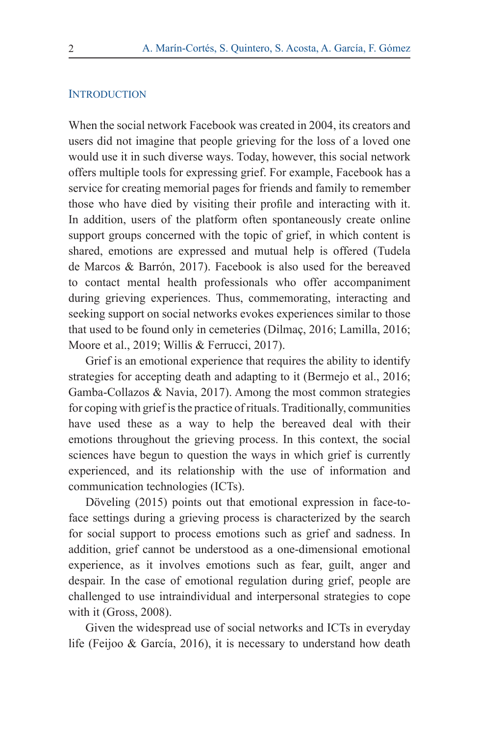## Introduction

When the social network Facebook was created in 2004, its creators and users did not imagine that people grieving for the loss of a loved one would use it in such diverse ways. Today, however, this social network offers multiple tools for expressing grief. For example, Facebook has a service for creating memorial pages for friends and family to remember those who have died by visiting their profile and interacting with it. In addition, users of the platform often spontaneously create online support groups concerned with the topic of grief, in which content is shared, emotions are expressed and mutual help is offered (Tudela de Marcos & Barrón, 2017). Facebook is also used for the bereaved to contact mental health professionals who offer accompaniment during grieving experiences. Thus, commemorating, interacting and seeking support on social networks evokes experiences similar to those that used to be found only in cemeteries (Dilmaç, 2016; Lamilla, 2016; Moore et al., 2019; Willis & Ferrucci, 2017).

Grief is an emotional experience that requires the ability to identify strategies for accepting death and adapting to it (Bermejo et al., 2016; Gamba-Collazos & Navia, 2017). Among the most common strategies for coping with grief is the practice of rituals. Traditionally, communities have used these as a way to help the bereaved deal with their emotions throughout the grieving process. In this context, the social sciences have begun to question the ways in which grief is currently experienced, and its relationship with the use of information and communication technologies (ICTs).

Döveling (2015) points out that emotional expression in face-to-face settings during a grieving process is characterized by the search for social support to process emotions such as grief and sadness. In addition, grief cannot be understood as a one-dimensional emotional experience, as it involves emotions such as fear, guilt, anger and despair. In the case of emotional regulation during grief, people are challenged to use intraindividual and interpersonal strategies to cope with it (Gross, 2008).

Given the widespread use of social networks and ICTs in everyday life (Feijoo & García, 2016), it is necessary to understand how death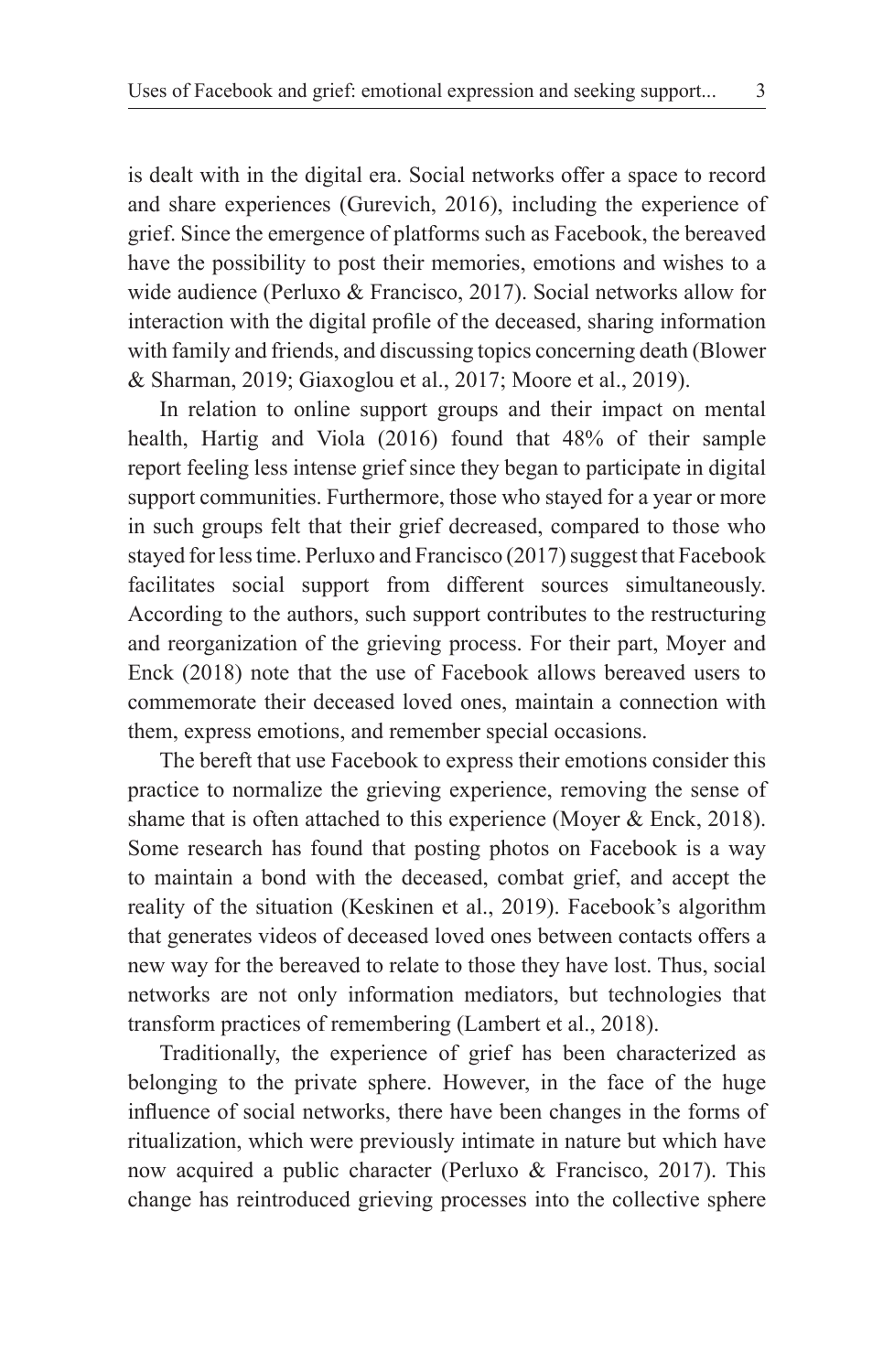is dealt with in the digital era. Social networks offer a space to record and share experiences (Gurevich, 2016), including the experience of grief. Since the emergence of platforms such as Facebook, the bereaved have the possibility to post their memories, emotions and wishes to a wide audience (Perluxo & Francisco, 2017). Social networks allow for interaction with the digital profile of the deceased, sharing information with family and friends, and discussing topics concerning death (Blower & Sharman, 2019; Giaxoglou et al., 2017; Moore et al., 2019).

In relation to online support groups and their impact on mental health, Hartig and Viola (2016) found that 48% of their sample report feeling less intense grief since they began to participate in digital support communities. Furthermore, those who stayed for a year or more in such groups felt that their grief decreased, compared to those who stayed for less time. Perluxo and Francisco (2017) suggest that Facebook facilitates social support from different sources simultaneously. According to the authors, such support contributes to the restructuring and reorganization of the grieving process. For their part, Moyer and Enck (2018) note that the use of Facebook allows bereaved users to commemorate their deceased loved ones, maintain a connection with them, express emotions, and remember special occasions.

The bereft that use Facebook to express their emotions consider this practice to normalize the grieving experience, removing the sense of shame that is often attached to this experience (Moyer & Enck, 2018). Some research has found that posting photos on Facebook is a way to maintain a bond with the deceased, combat grief, and accept the reality of the situation (Keskinen et al., 2019). Facebook's algorithm that generates videos of deceased loved ones between contacts offers a new way for the bereaved to relate to those they have lost. Thus, social networks are not only information mediators, but technologies that transform practices of remembering (Lambert et al., 2018).

Traditionally, the experience of grief has been characterized as belonging to the private sphere. However, in the face of the huge influence of social networks, there have been changes in the forms of ritualization, which were previously intimate in nature but which have now acquired a public character (Perluxo & Francisco, 2017). This change has reintroduced grieving processes into the collective sphere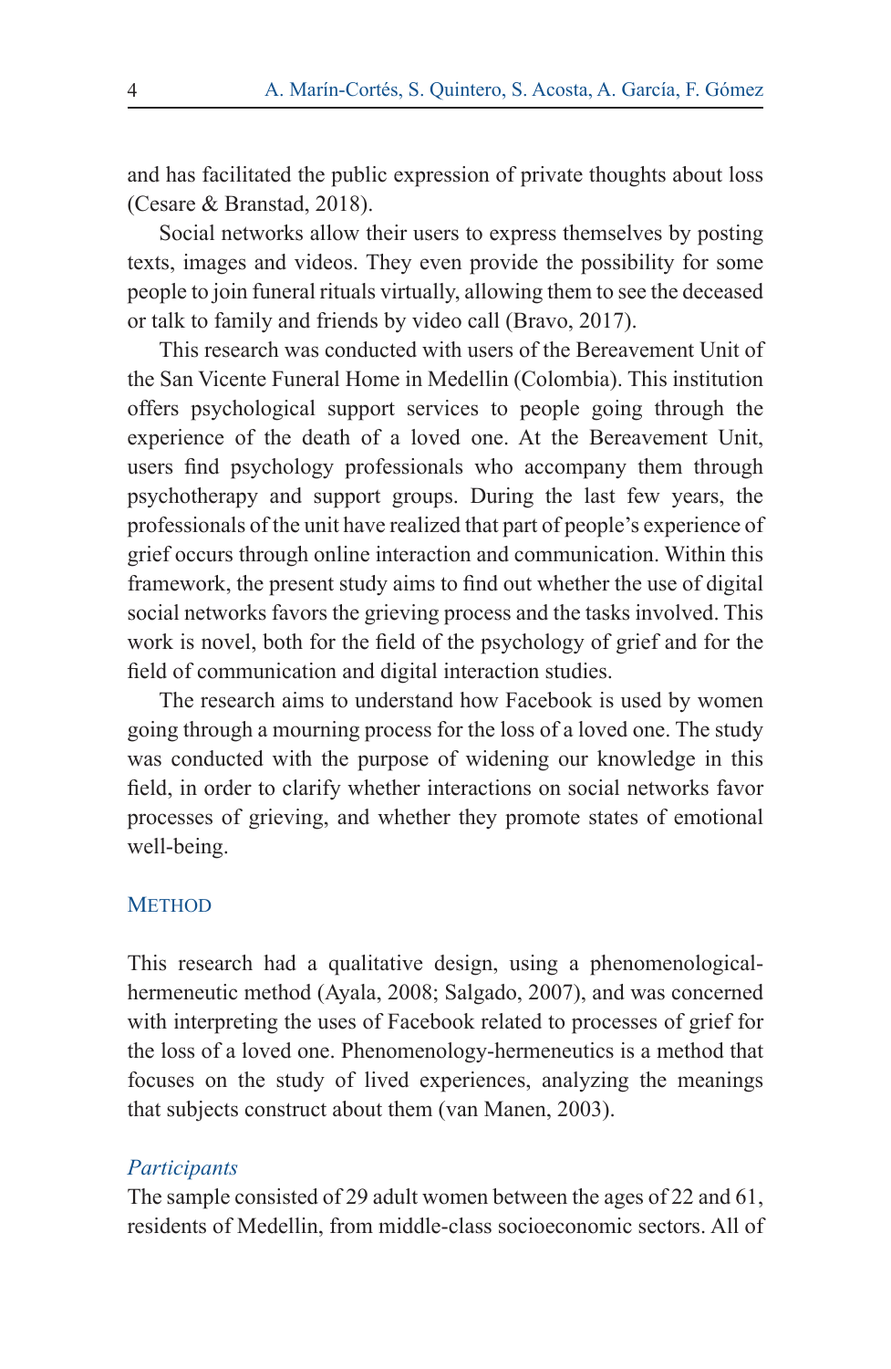and has facilitated the public expression of private thoughts about loss (Cesare & Branstad, 2018).

Social networks allow their users to express themselves by posting texts, images and videos. They even provide the possibility for some people to join funeral rituals virtually, allowing them to see the deceased or talk to family and friends by video call (Bravo, 2017).

This research was conducted with users of the Bereavement Unit of the San Vicente Funeral Home in Medellin (Colombia). This institution offers psychological support services to people going through the experience of the death of a loved one. At the Bereavement Unit, users find psychology professionals who accompany them through psychotherapy and support groups. During the last few years, the professionals of the unit have realized that part of people's experience of grief occurs through online interaction and communication. Within this framework, the present study aims to find out whether the use of digital social networks favors the grieving process and the tasks involved. This work is novel, both for the field of the psychology of grief and for the field of communication and digital interaction studies.

The research aims to understand how Facebook is used by women going through a mourning process for the loss of a loved one. The study was conducted with the purpose of widening our knowledge in this field, in order to clarify whether interactions on social networks favor processes of grieving, and whether they promote states of emotional well-being.

## Method

This research had a qualitative design, using a phenomenological-hermeneutic method (Ayala, 2008; Salgado, 2007), and was concerned with interpreting the uses of Facebook related to processes of grief for the loss of a loved one. Phenomenology-hermeneutics is a method that focuses on the study of lived experiences, analyzing the meanings that subjects construct about them (van Manen, 2003).

### *Participants*

The sample consisted of 29 adult women between the ages of 22 and 61, residents of Medellin, from middle-class socioeconomic sectors. All of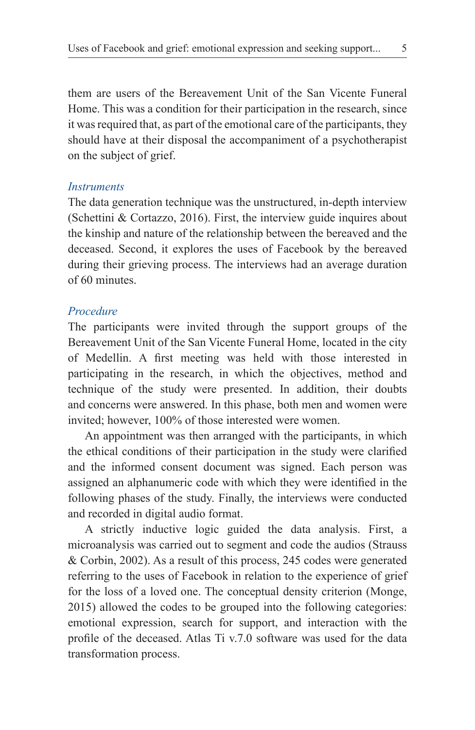them are users of the Bereavement Unit of the San Vicente Funeral Home. This was a condition for their participation in the research, since it was required that, as part of the emotional care of the participants, they should have at their disposal the accompaniment of a psychotherapist on the subject of grief.

### *Instruments*

The data generation technique was the unstructured, in-depth interview (Schettini & Cortazzo, 2016). First, the interview guide inquires about the kinship and nature of the relationship between the bereaved and the deceased. Second, it explores the uses of Facebook by the bereaved during their grieving process. The interviews had an average duration of 60 minutes.

### *Procedure*

The participants were invited through the support groups of the Bereavement Unit of the San Vicente Funeral Home, located in the city of Medellin. A first meeting was held with those interested in participating in the research, in which the objectives, method and technique of the study were presented. In addition, their doubts and concerns were answered. In this phase, both men and women were invited; however, 100% of those interested were women.

An appointment was then arranged with the participants, in which the ethical conditions of their participation in the study were clarified and the informed consent document was signed. Each person was assigned an alphanumeric code with which they were identified in the following phases of the study. Finally, the interviews were conducted and recorded in digital audio format.

A strictly inductive logic guided the data analysis. First, a microanalysis was carried out to segment and code the audios (Strauss & Corbin, 2002). As a result of this process, 245 codes were generated referring to the uses of Facebook in relation to the experience of grief for the loss of a loved one. The conceptual density criterion (Monge, 2015) allowed the codes to be grouped into the following categories: emotional expression, search for support, and interaction with the profile of the deceased. Atlas Ti v.7.0 software was used for the data transformation process.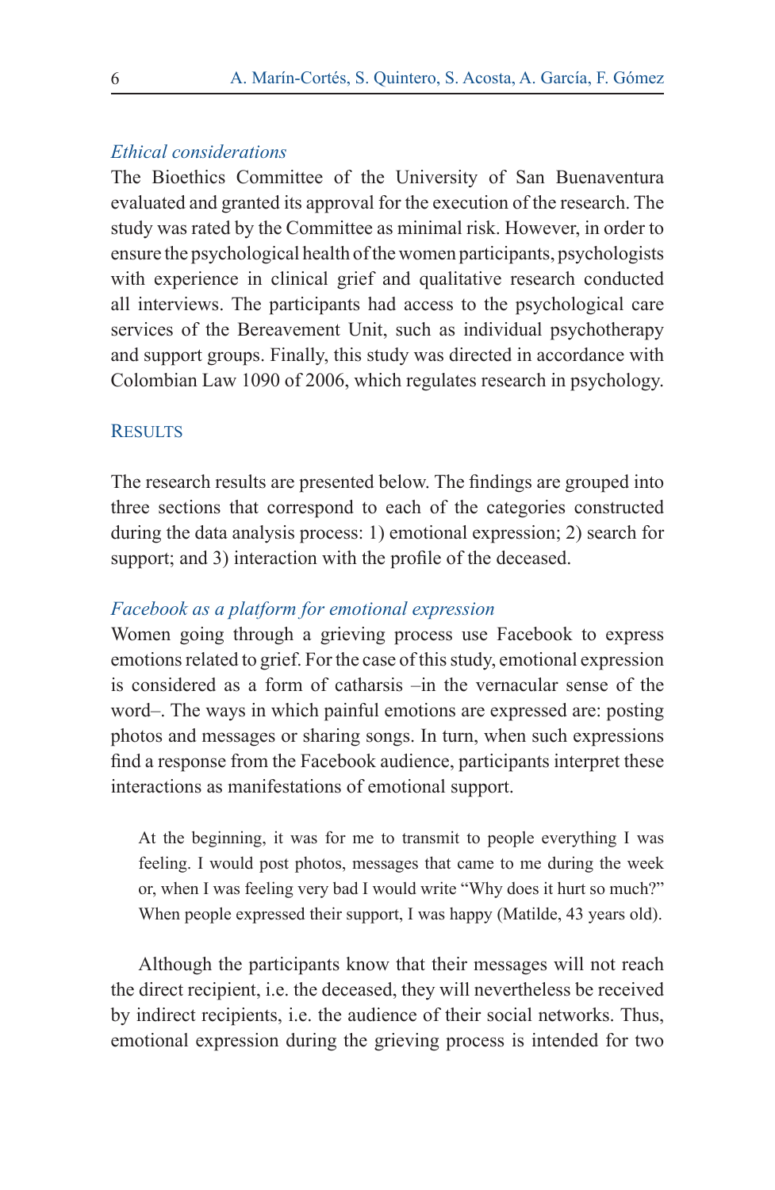### *Ethical considerations*

The Bioethics Committee of the University of San Buenaventura evaluated and granted its approval for the execution of the research. The study was rated by the Committee as minimal risk. However, in order to ensure the psychological health of the women participants, psychologists with experience in clinical grief and qualitative research conducted all interviews. The participants had access to the psychological care services of the Bereavement Unit, such as individual psychotherapy and support groups. Finally, this study was directed in accordance with Colombian Law 1090 of 2006, which regulates research in psychology.

## Results

The research results are presented below. The findings are grouped into three sections that correspond to each of the categories constructed during the data analysis process: 1) emotional expression; 2) search for support; and 3) interaction with the profile of the deceased.

### *Facebook as a platform for emotional expression*

Women going through a grieving process use Facebook to express emotions related to grief. For the case of this study, emotional expression is considered as a form of catharsis –in the vernacular sense of the word–. The ways in which painful emotions are expressed are: posting photos and messages or sharing songs. In turn, when such expressions find a response from the Facebook audience, participants interpret these interactions as manifestations of emotional support.

> At the beginning, it was for me to transmit to people everything I was feeling. I would post photos, messages that came to me during the week or, when I was feeling very bad I would write "Why does it hurt so much?" When people expressed their support, I was happy (Matilde, 43 years old).

Although the participants know that their messages will not reach the direct recipient, i.e. the deceased, they will nevertheless be received by indirect recipients, i.e. the audience of their social networks. Thus, emotional expression during the grieving process is intended for two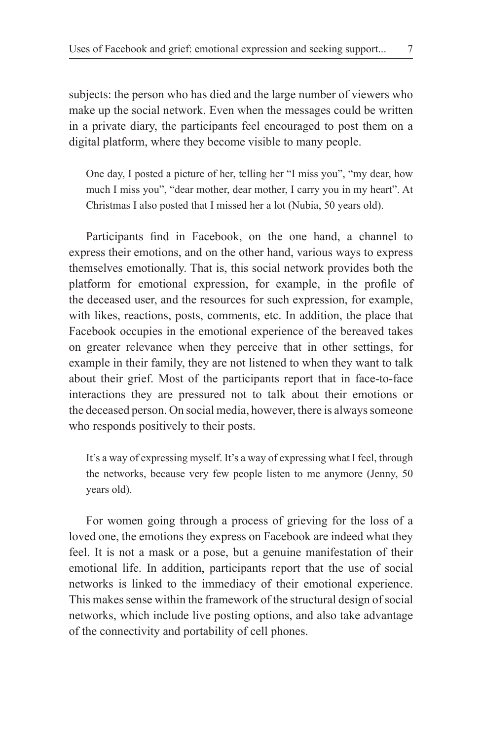subjects: the person who has died and the large number of viewers who make up the social network. Even when the messages could be written in a private diary, the participants feel encouraged to post them on a digital platform, where they become visible to many people.

> One day, I posted a picture of her, telling her "I miss you", "my dear, how much I miss you", "dear mother, dear mother, I carry you in my heart". At Christmas I also posted that I missed her a lot (Nubia, 50 years old).

Participants find in Facebook, on the one hand, a channel to express their emotions, and on the other hand, various ways to express themselves emotionally. That is, this social network provides both the platform for emotional expression, for example, in the profile of the deceased user, and the resources for such expression, for example, with likes, reactions, posts, comments, etc. In addition, the place that Facebook occupies in the emotional experience of the bereaved takes on greater relevance when they perceive that in other settings, for example in their family, they are not listened to when they want to talk about their grief. Most of the participants report that in face-to-face interactions they are pressured not to talk about their emotions or the deceased person. On social media, however, there is always someone who responds positively to their posts.

> It's a way of expressing myself. It's a way of expressing what I feel, through the networks, because very few people listen to me anymore (Jenny, 50 years old).

For women going through a process of grieving for the loss of a loved one, the emotions they express on Facebook are indeed what they feel. It is not a mask or a pose, but a genuine manifestation of their emotional life. In addition, participants report that the use of social networks is linked to the immediacy of their emotional experience. This makes sense within the framework of the structural design of social networks, which include live posting options, and also take advantage of the connectivity and portability of cell phones.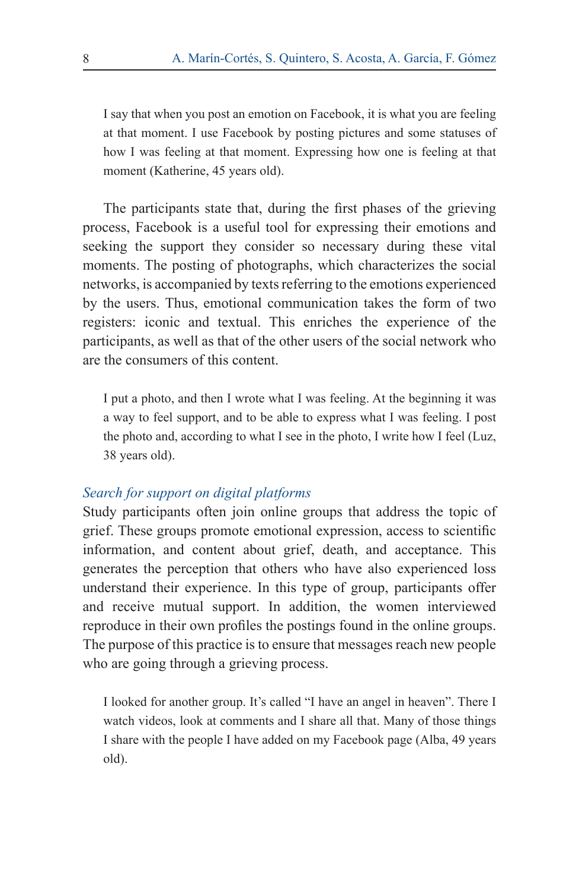> I say that when you post an emotion on Facebook, it is what you are feeling at that moment. I use Facebook by posting pictures and some statuses of how I was feeling at that moment. Expressing how one is feeling at that moment (Katherine, 45 years old).

The participants state that, during the first phases of the grieving process, Facebook is a useful tool for expressing their emotions and seeking the support they consider so necessary during these vital moments. The posting of photographs, which characterizes the social networks, is accompanied by texts referring to the emotions experienced by the users. Thus, emotional communication takes the form of two registers: iconic and textual. This enriches the experience of the participants, as well as that of the other users of the social network who are the consumers of this content.

> I put a photo, and then I wrote what I was feeling. At the beginning it was a way to feel support, and to be able to express what I was feeling. I post the photo and, according to what I see in the photo, I write how I feel (Luz, 38 years old).

### *Search for support on digital platforms*

Study participants often join online groups that address the topic of grief. These groups promote emotional expression, access to scientific information, and content about grief, death, and acceptance. This generates the perception that others who have also experienced loss understand their experience. In this type of group, participants offer and receive mutual support. In addition, the women interviewed reproduce in their own profiles the postings found in the online groups. The purpose of this practice is to ensure that messages reach new people who are going through a grieving process.

> I looked for another group. It's called "I have an angel in heaven". There I watch videos, look at comments and I share all that. Many of those things I share with the people I have added on my Facebook page (Alba, 49 years old).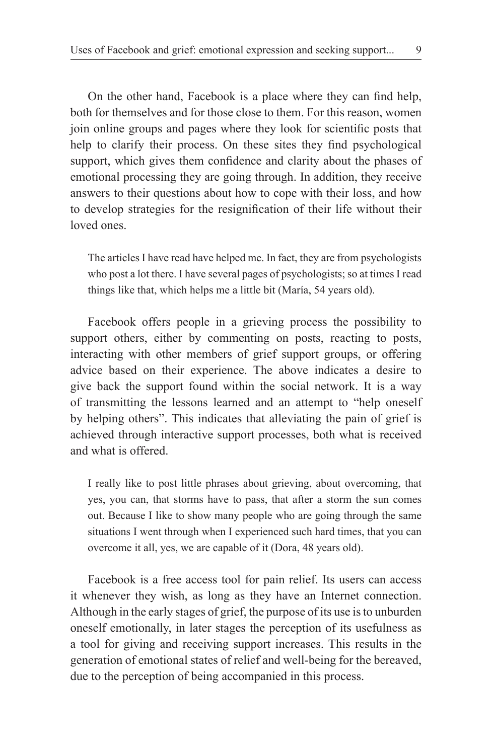On the other hand, Facebook is a place where they can find help, both for themselves and for those close to them. For this reason, women join online groups and pages where they look for scientific posts that help to clarify their process. On these sites they find psychological support, which gives them confidence and clarity about the phases of emotional processing they are going through. In addition, they receive answers to their questions about how to cope with their loss, and how to develop strategies for the resignification of their life without their loved ones.

> The articles I have read have helped me. In fact, they are from psychologists who post a lot there. I have several pages of psychologists; so at times I read things like that, which helps me a little bit (María, 54 years old).

Facebook offers people in a grieving process the possibility to support others, either by commenting on posts, reacting to posts, interacting with other members of grief support groups, or offering advice based on their experience. The above indicates a desire to give back the support found within the social network. It is a way of transmitting the lessons learned and an attempt to "help oneself by helping others". This indicates that alleviating the pain of grief is achieved through interactive support processes, both what is received and what is offered.

> I really like to post little phrases about grieving, about overcoming, that yes, you can, that storms have to pass, that after a storm the sun comes out. Because I like to show many people who are going through the same situations I went through when I experienced such hard times, that you can overcome it all, yes, we are capable of it (Dora, 48 years old).

Facebook is a free access tool for pain relief. Its users can access it whenever they wish, as long as they have an Internet connection. Although in the early stages of grief, the purpose of its use is to unburden oneself emotionally, in later stages the perception of its usefulness as a tool for giving and receiving support increases. This results in the generation of emotional states of relief and well-being for the bereaved, due to the perception of being accompanied in this process.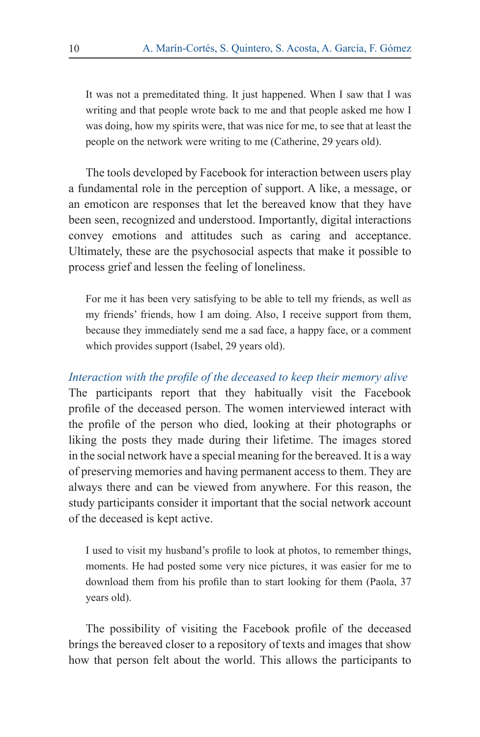> It was not a premeditated thing. It just happened. When I saw that I was writing and that people wrote back to me and that people asked me how I was doing, how my spirits were, that was nice for me, to see that at least the people on the network were writing to me (Catherine, 29 years old).

The tools developed by Facebook for interaction between users play a fundamental role in the perception of support. A like, a message, or an emoticon are responses that let the bereaved know that they have been seen, recognized and understood. Importantly, digital interactions convey emotions and attitudes such as caring and acceptance. Ultimately, these are the psychosocial aspects that make it possible to process grief and lessen the feeling of loneliness.

> For me it has been very satisfying to be able to tell my friends, as well as my friends' friends, how I am doing. Also, I receive support from them, because they immediately send me a sad face, a happy face, or a comment which provides support (Isabel, 29 years old).

*Interaction with the profile of the deceased to keep their memory alive*

The participants report that they habitually visit the Facebook profile of the deceased person. The women interviewed interact with the profile of the person who died, looking at their photographs or liking the posts they made during their lifetime. The images stored in the social network have a special meaning for the bereaved. It is a way of preserving memories and having permanent access to them. They are always there and can be viewed from anywhere. For this reason, the study participants consider it important that the social network account of the deceased is kept active.

> I used to visit my husband's profile to look at photos, to remember things, moments. He had posted some very nice pictures, it was easier for me to download them from his profile than to start looking for them (Paola, 37 years old).

The possibility of visiting the Facebook profile of the deceased brings the bereaved closer to a repository of texts and images that show how that person felt about the world. This allows the participants to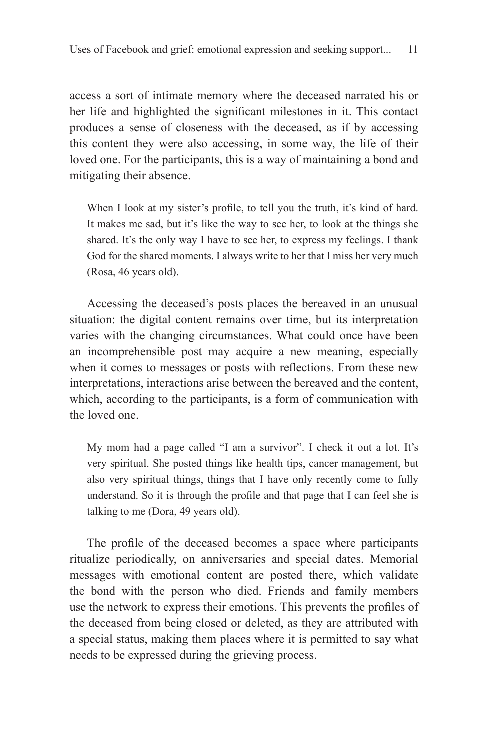access a sort of intimate memory where the deceased narrated his or her life and highlighted the significant milestones in it. This contact produces a sense of closeness with the deceased, as if by accessing this content they were also accessing, in some way, the life of their loved one. For the participants, this is a way of maintaining a bond and mitigating their absence.

> When I look at my sister's profile, to tell you the truth, it's kind of hard. It makes me sad, but it's like the way to see her, to look at the things she shared. It's the only way I have to see her, to express my feelings. I thank God for the shared moments. I always write to her that I miss her very much (Rosa, 46 years old).

Accessing the deceased's posts places the bereaved in an unusual situation: the digital content remains over time, but its interpretation varies with the changing circumstances. What could once have been an incomprehensible post may acquire a new meaning, especially when it comes to messages or posts with reflections. From these new interpretations, interactions arise between the bereaved and the content, which, according to the participants, is a form of communication with the loved one.

> My mom had a page called "I am a survivor". I check it out a lot. It's very spiritual. She posted things like health tips, cancer management, but also very spiritual things, things that I have only recently come to fully understand. So it is through the profile and that page that I can feel she is talking to me (Dora, 49 years old).

The profile of the deceased becomes a space where participants ritualize periodically, on anniversaries and special dates. Memorial messages with emotional content are posted there, which validate the bond with the person who died. Friends and family members use the network to express their emotions. This prevents the profiles of the deceased from being closed or deleted, as they are attributed with a special status, making them places where it is permitted to say what needs to be expressed during the grieving process.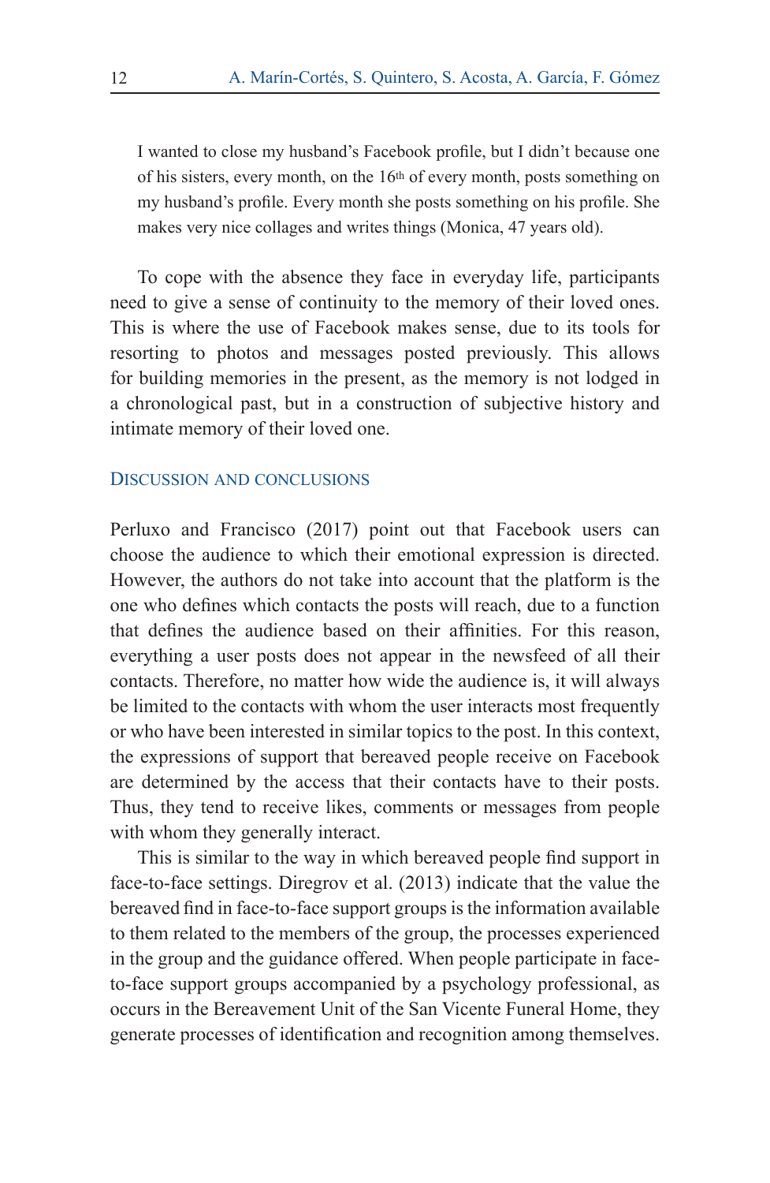> I wanted to close my husband's Facebook profile, but I didn't because one of his sisters, every month, on the 16th of every month, posts something on my husband's profile. Every month she posts something on his profile. She makes very nice collages and writes things (Monica, 47 years old).

To cope with the absence they face in everyday life, participants need to give a sense of continuity to the memory of their loved ones. This is where the use of Facebook makes sense, due to its tools for resorting to photos and messages posted previously. This allows for building memories in the present, as the memory is not lodged in a chronological past, but in a construction of subjective history and intimate memory of their loved one.

## Discussion and conclusions

Perluxo and Francisco (2017) point out that Facebook users can choose the audience to which their emotional expression is directed. However, the authors do not take into account that the platform is the one who defines which contacts the posts will reach, due to a function that defines the audience based on their affinities. For this reason, everything a user posts does not appear in the newsfeed of all their contacts. Therefore, no matter how wide the audience is, it will always be limited to the contacts with whom the user interacts most frequently or who have been interested in similar topics to the post. In this context, the expressions of support that bereaved people receive on Facebook are determined by the access that their contacts have to their posts. Thus, they tend to receive likes, comments or messages from people with whom they generally interact.

This is similar to the way in which bereaved people find support in face-to-face settings. Diregrov et al. (2013) indicate that the value the bereaved find in face-to-face support groups is the information available to them related to the members of the group, the processes experienced in the group and the guidance offered. When people participate in face-to-face support groups accompanied by a psychology professional, as occurs in the Bereavement Unit of the San Vicente Funeral Home, they generate processes of identification and recognition among themselves.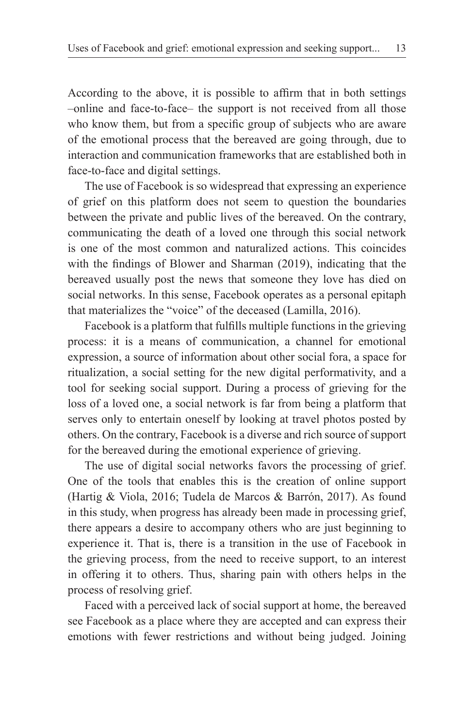According to the above, it is possible to affirm that in both settings –online and face-to-face– the support is not received from all those who know them, but from a specific group of subjects who are aware of the emotional process that the bereaved are going through, due to interaction and communication frameworks that are established both in face-to-face and digital settings.

The use of Facebook is so widespread that expressing an experience of grief on this platform does not seem to question the boundaries between the private and public lives of the bereaved. On the contrary, communicating the death of a loved one through this social network is one of the most common and naturalized actions. This coincides with the findings of Blower and Sharman (2019), indicating that the bereaved usually post the news that someone they love has died on social networks. In this sense, Facebook operates as a personal epitaph that materializes the "voice" of the deceased (Lamilla, 2016).

Facebook is a platform that fulfills multiple functions in the grieving process: it is a means of communication, a channel for emotional expression, a source of information about other social fora, a space for ritualization, a social setting for the new digital performativity, and a tool for seeking social support. During a process of grieving for the loss of a loved one, a social network is far from being a platform that serves only to entertain oneself by looking at travel photos posted by others. On the contrary, Facebook is a diverse and rich source of support for the bereaved during the emotional experience of grieving.

The use of digital social networks favors the processing of grief. One of the tools that enables this is the creation of online support (Hartig & Viola, 2016; Tudela de Marcos & Barrón, 2017). As found in this study, when progress has already been made in processing grief, there appears a desire to accompany others who are just beginning to experience it. That is, there is a transition in the use of Facebook in the grieving process, from the need to receive support, to an interest in offering it to others. Thus, sharing pain with others helps in the process of resolving grief.

Faced with a perceived lack of social support at home, the bereaved see Facebook as a place where they are accepted and can express their emotions with fewer restrictions and without being judged. Joining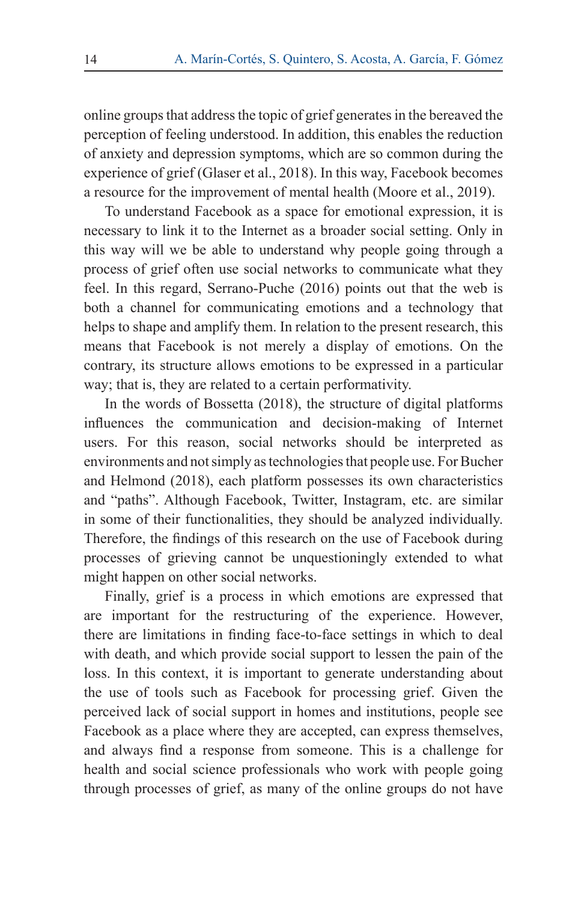online groups that address the topic of grief generates in the bereaved the perception of feeling understood. In addition, this enables the reduction of anxiety and depression symptoms, which are so common during the experience of grief (Glaser et al., 2018). In this way, Facebook becomes a resource for the improvement of mental health (Moore et al., 2019).

To understand Facebook as a space for emotional expression, it is necessary to link it to the Internet as a broader social setting. Only in this way will we be able to understand why people going through a process of grief often use social networks to communicate what they feel. In this regard, Serrano-Puche (2016) points out that the web is both a channel for communicating emotions and a technology that helps to shape and amplify them. In relation to the present research, this means that Facebook is not merely a display of emotions. On the contrary, its structure allows emotions to be expressed in a particular way; that is, they are related to a certain performativity.

In the words of Bossetta (2018), the structure of digital platforms influences the communication and decision-making of Internet users. For this reason, social networks should be interpreted as environments and not simply as technologies that people use. For Bucher and Helmond (2018), each platform possesses its own characteristics and "paths". Although Facebook, Twitter, Instagram, etc. are similar in some of their functionalities, they should be analyzed individually. Therefore, the findings of this research on the use of Facebook during processes of grieving cannot be unquestioningly extended to what might happen on other social networks.

Finally, grief is a process in which emotions are expressed that are important for the restructuring of the experience. However, there are limitations in finding face-to-face settings in which to deal with death, and which provide social support to lessen the pain of the loss. In this context, it is important to generate understanding about the use of tools such as Facebook for processing grief. Given the perceived lack of social support in homes and institutions, people see Facebook as a place where they are accepted, can express themselves, and always find a response from someone. This is a challenge for health and social science professionals who work with people going through processes of grief, as many of the online groups do not have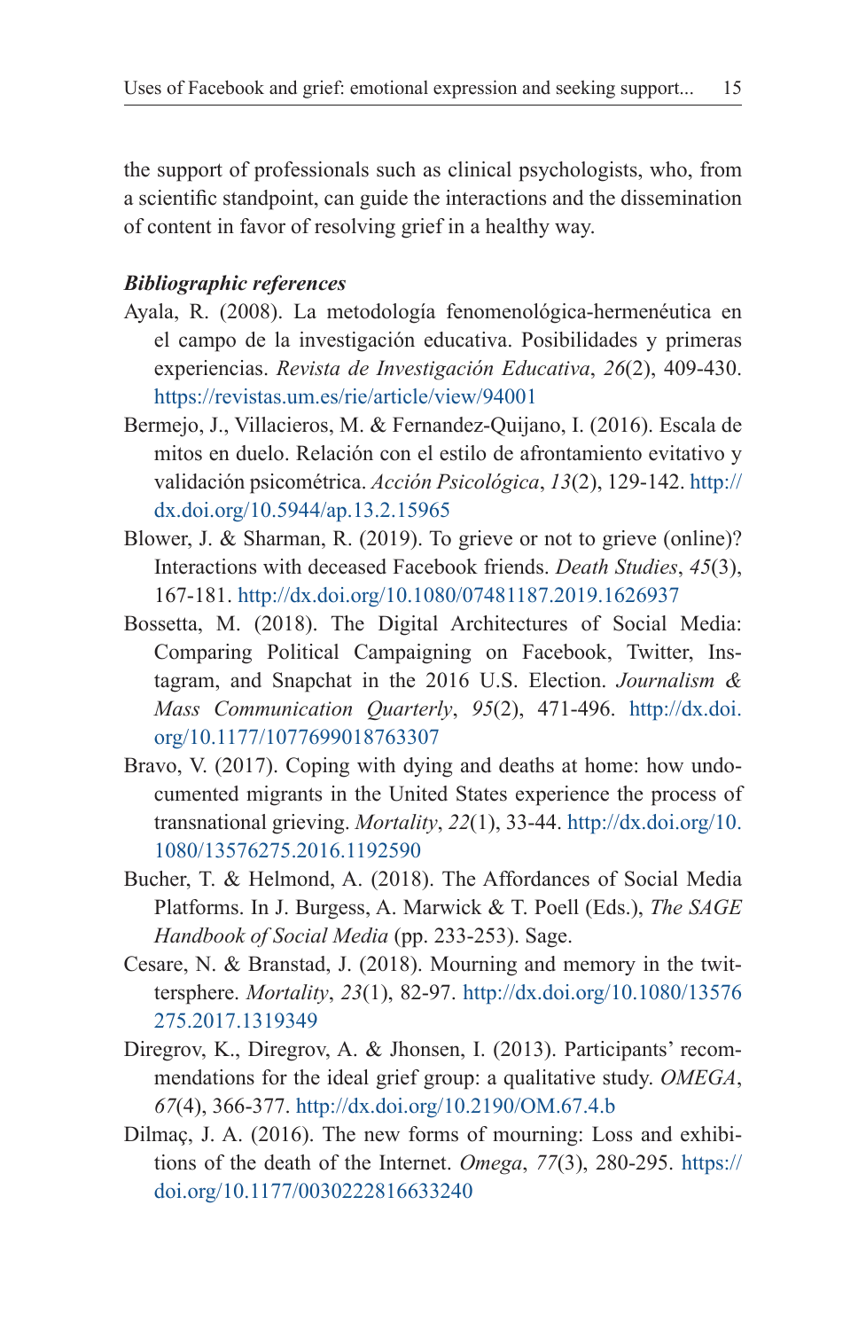the support of professionals such as clinical psychologists, who, from a scientific standpoint, can guide the interactions and the dissemination of content in favor of resolving grief in a healthy way.

***Bibliographic references***

Ayala, R. (2008). La metodología fenomenológica-hermenéutica en el campo de la investigación educativa. Posibilidades y primeras experiencias. *Revista de Investigación Educativa*, *26*(2), 409-430. https://revistas.um.es/rie/article/view/94001

Bermejo, J., Villacieros, M. & Fernandez-Quijano, I. (2016). Escala de mitos en duelo. Relación con el estilo de afrontamiento evitativo y validación psicométrica. *Acción Psicológica*, *13*(2), 129-142. http://dx.doi.org/10.5944/ap.13.2.15965

Blower, J. & Sharman, R. (2019). To grieve or not to grieve (online)? Interactions with deceased Facebook friends. *Death Studies*, *45*(3), 167-181. http://dx.doi.org/10.1080/07481187.2019.1626937

Bossetta, M. (2018). The Digital Architectures of Social Media: Comparing Political Campaigning on Facebook, Twitter, Instagram, and Snapchat in the 2016 U.S. Election. *Journalism & Mass Communication Quarterly*, *95*(2), 471-496. http://dx.doi.org/10.1177/1077699018763307

Bravo, V. (2017). Coping with dying and deaths at home: how undocumented migrants in the United States experience the process of transnational grieving. *Mortality*, *22*(1), 33-44. http://dx.doi.org/10.1080/13576275.2016.1192590

Bucher, T. & Helmond, A. (2018). The Affordances of Social Media Platforms. In J. Burgess, A. Marwick & T. Poell (Eds.), *The SAGE Handbook of Social Media* (pp. 233-253). Sage.

Cesare, N. & Branstad, J. (2018). Mourning and memory in the twittersphere. *Mortality*, *23*(1), 82-97. http://dx.doi.org/10.1080/13576275.2017.1319349

Diregrov, K., Diregrov, A. & Jhonsen, I. (2013). Participants' recommendations for the ideal grief group: a qualitative study. *OMEGA*, *67*(4), 366-377. http://dx.doi.org/10.2190/OM.67.4.b

Dilmaç, J. A. (2016). The new forms of mourning: Loss and exhibitions of the death of the Internet. *Omega*, *77*(3), 280-295. https://doi.org/10.1177/0030222816633240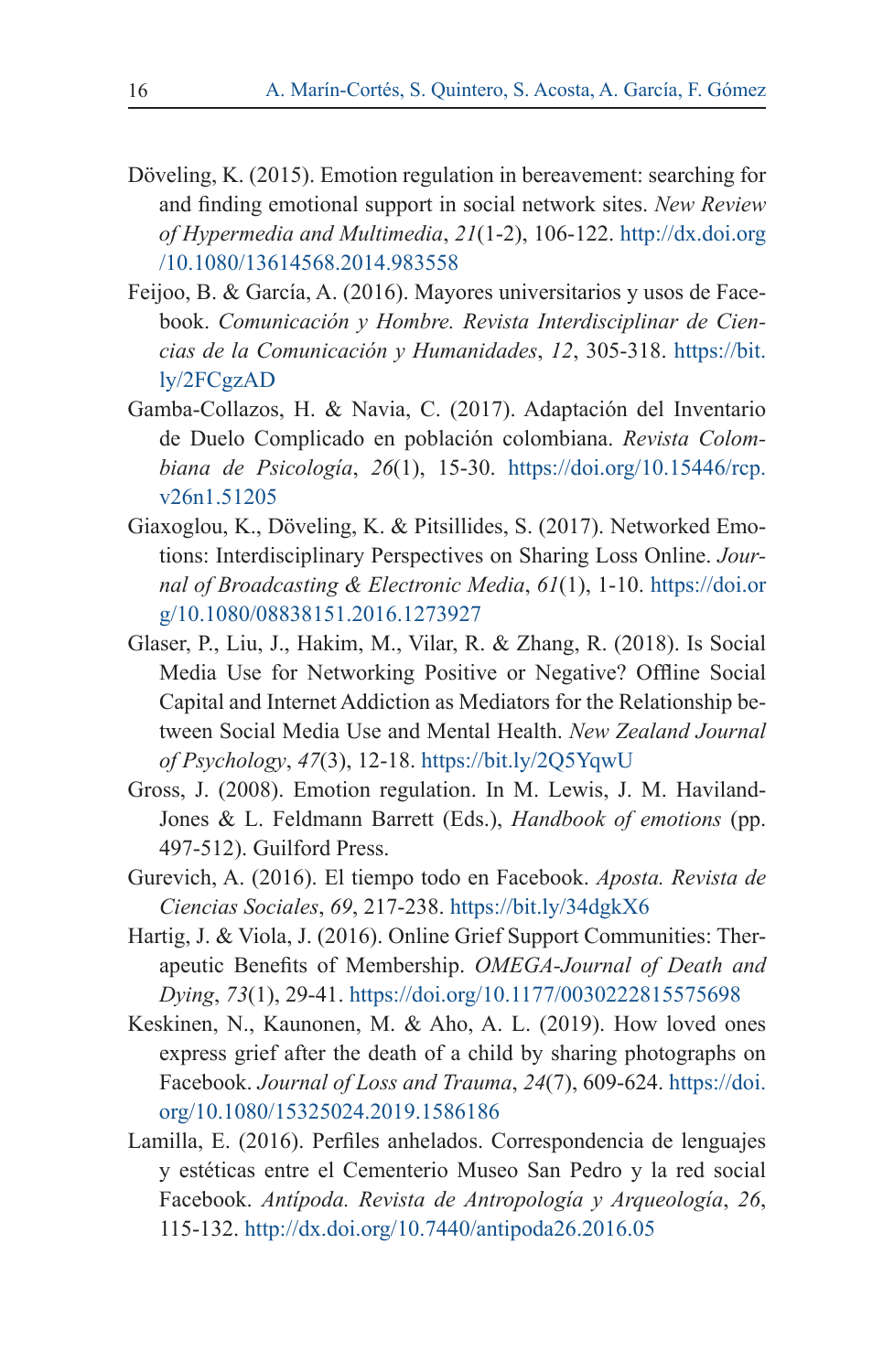Döveling, K. (2015). Emotion regulation in bereavement: searching for and finding emotional support in social network sites. *New Review of Hypermedia and Multimedia*, *21*(1-2), 106-122. http://dx.doi.org/10.1080/13614568.2014.983558

Feijoo, B. & García, A. (2016). Mayores universitarios y usos de Facebook. *Comunicación y Hombre. Revista Interdisciplinar de Ciencias de la Comunicación y Humanidades*, *12*, 305-318. https://bit.ly/2FCgzAD

Gamba-Collazos, H. & Navia, C. (2017). Adaptación del Inventario de Duelo Complicado en población colombiana. *Revista Colombiana de Psicología*, *26*(1), 15-30. https://doi.org/10.15446/rcp.v26n1.51205

Giaxoglou, K., Döveling, K. & Pitsillides, S. (2017). Networked Emotions: Interdisciplinary Perspectives on Sharing Loss Online. *Journal of Broadcasting & Electronic Media*, *61*(1), 1-10. https://doi.org/10.1080/08838151.2016.1273927

Glaser, P., Liu, J., Hakim, M., Vilar, R. & Zhang, R. (2018). Is Social Media Use for Networking Positive or Negative? Offline Social Capital and Internet Addiction as Mediators for the Relationship between Social Media Use and Mental Health. *New Zealand Journal of Psychology*, *47*(3), 12-18. https://bit.ly/2Q5YqwU

Gross, J. (2008). Emotion regulation. In M. Lewis, J. M. Haviland-Jones & L. Feldmann Barrett (Eds.), *Handbook of emotions* (pp. 497-512). Guilford Press.

Gurevich, A. (2016). El tiempo todo en Facebook. *Aposta. Revista de Ciencias Sociales*, *69*, 217-238. https://bit.ly/34dgkX6

Hartig, J. & Viola, J. (2016). Online Grief Support Communities: Therapeutic Benefits of Membership. *OMEGA-Journal of Death and Dying*, *73*(1), 29-41. https://doi.org/10.1177/0030222815575698

Keskinen, N., Kaunonen, M. & Aho, A. L. (2019). How loved ones express grief after the death of a child by sharing photographs on Facebook. *Journal of Loss and Trauma*, *24*(7), 609-624. https://doi.org/10.1080/15325024.2019.1586186

Lamilla, E. (2016). Perfiles anhelados. Correspondencia de lenguajes y estéticas entre el Cementerio Museo San Pedro y la red social Facebook. *Antípoda. Revista de Antropología y Arqueología*, *26*, 115-132. http://dx.doi.org/10.7440/antipoda26.2016.05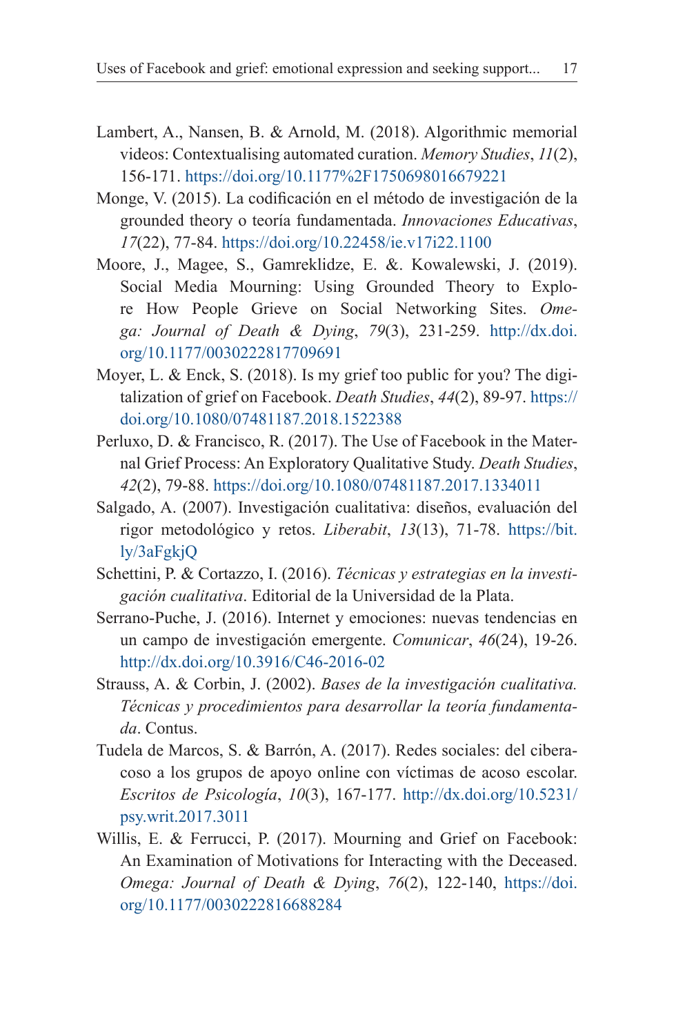Lambert, A., Nansen, B. & Arnold, M. (2018). Algorithmic memorial videos: Contextualising automated curation. *Memory Studies*, *11*(2), 156-171. https://doi.org/10.1177%2F1750698016679221

Monge, V. (2015). La codificación en el método de investigación de la grounded theory o teoría fundamentada. *Innovaciones Educativas*, *17*(22), 77-84. https://doi.org/10.22458/ie.v17i22.1100

Moore, J., Magee, S., Gamreklidze, E. &. Kowalewski, J. (2019). Social Media Mourning: Using Grounded Theory to Explore How People Grieve on Social Networking Sites. *Omega: Journal of Death & Dying*, *79*(3), 231-259. http://dx.doi.org/10.1177/0030222817709691

Moyer, L. & Enck, S. (2018). Is my grief too public for you? The digitalization of grief on Facebook. *Death Studies*, *44*(2), 89-97. https://doi.org/10.1080/07481187.2018.1522388

Perluxo, D. & Francisco, R. (2017). The Use of Facebook in the Maternal Grief Process: An Exploratory Qualitative Study. *Death Studies*, *42*(2), 79-88. https://doi.org/10.1080/07481187.2017.1334011

Salgado, A. (2007). Investigación cualitativa: diseños, evaluación del rigor metodológico y retos. *Liberabit*, *13*(13), 71-78. https://bit.ly/3aFgkjQ

Schettini, P. & Cortazzo, I. (2016). *Técnicas y estrategias en la investigación cualitativa*. Editorial de la Universidad de la Plata.

Serrano-Puche, J. (2016). Internet y emociones: nuevas tendencias en un campo de investigación emergente. *Comunicar*, *46*(24), 19-26. http://dx.doi.org/10.3916/C46-2016-02

Strauss, A. & Corbin, J. (2002). *Bases de la investigación cualitativa. Técnicas y procedimientos para desarrollar la teoría fundamentada*. Contus.

Tudela de Marcos, S. & Barrón, A. (2017). Redes sociales: del ciberacoso a los grupos de apoyo online con víctimas de acoso escolar. *Escritos de Psicología*, *10*(3), 167-177. http://dx.doi.org/10.5231/psy.writ.2017.3011

Willis, E. & Ferrucci, P. (2017). Mourning and Grief on Facebook: An Examination of Motivations for Interacting with the Deceased. *Omega: Journal of Death & Dying*, *76*(2), 122-140, https://doi.org/10.1177/0030222816688284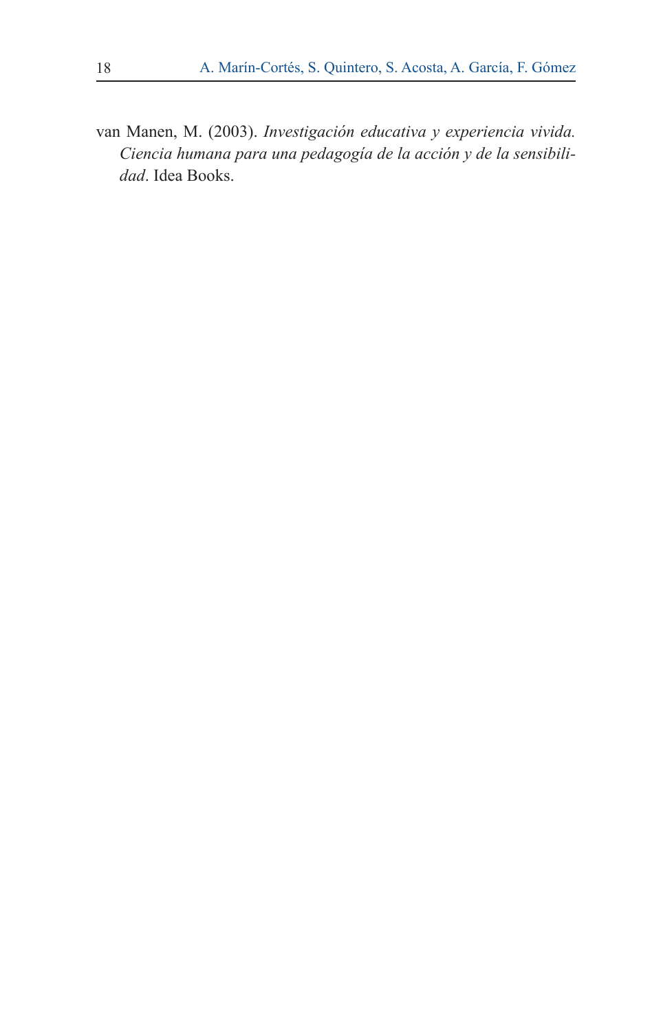van Manen, M. (2003). *Investigación educativa y experiencia vivida. Ciencia humana para una pedagogía de la acción y de la sensibilidad*. Idea Books.